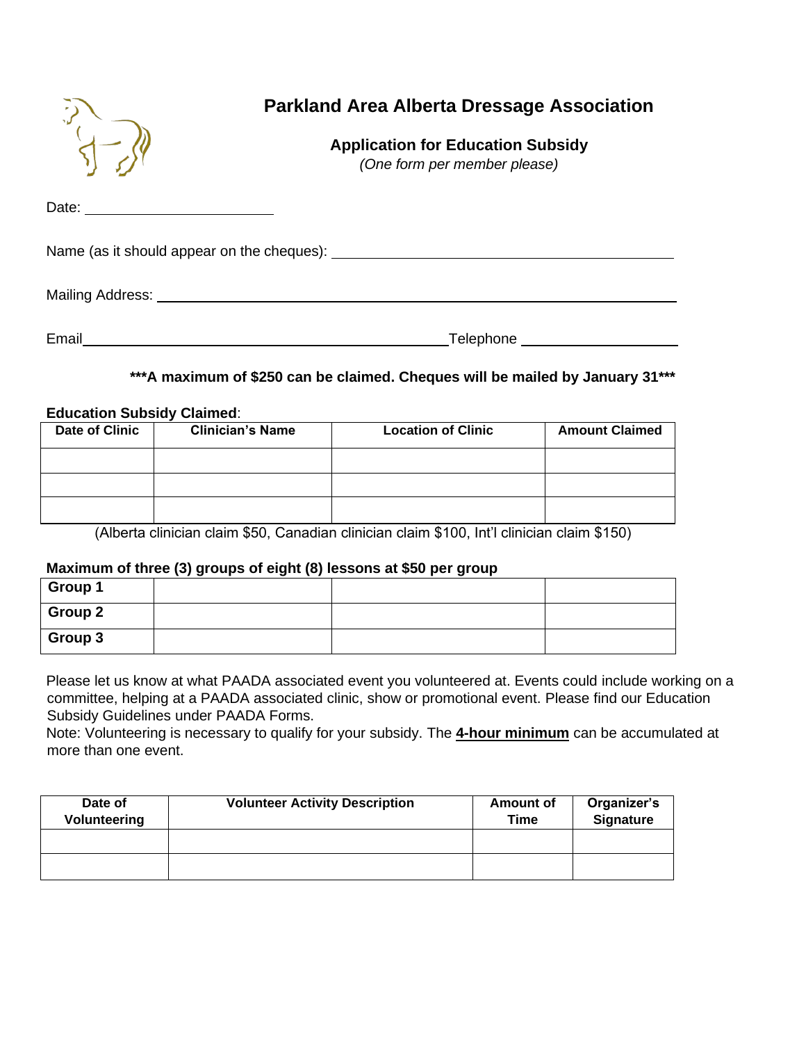# Parkland Area Alberta Dressage Association

## Application for Education Subsidy

*(One form per member please)*

Date: ______________________

Name (as it should appear on the cheques): ______________________________________

Mailing Address: ______________________________________________________________

Email ________________________________________ Telephone ____________________

**\*\*\*A maximum of $250 can be claimed. Cheques will be mailed by January 31\*\*\***

**Education Subsidy Claimed**:

| Date of Clinic | Clinician's Name | Location of Clinic | Amount Claimed |
|---|---|---|---|
| | | | |
| | | | |
| | | | |

(Alberta clinician claim $50, Canadian clinician claim $100, Int'l clinician claim $150)

**Maximum of three (3) groups of eight (8) lessons at $50 per group**

| | | | |
|---|---|---|---|
| **Group 1** | | | |
| **Group 2** | | | |
| **Group 3** | | | |

Please let us know at what PAADA associated event you volunteered at. Events could include working on a committee, helping at a PAADA associated clinic, show or promotional event. Please find our Education Subsidy Guidelines under PAADA Forms.

Note: Volunteering is necessary to qualify for your subsidy. The **4-hour minimum** can be accumulated at more than one event.

| Date of Volunteering | Volunteer Activity Description | Amount of Time | Organizer's Signature |
|---|---|---|---|
| | | | |
| | | | |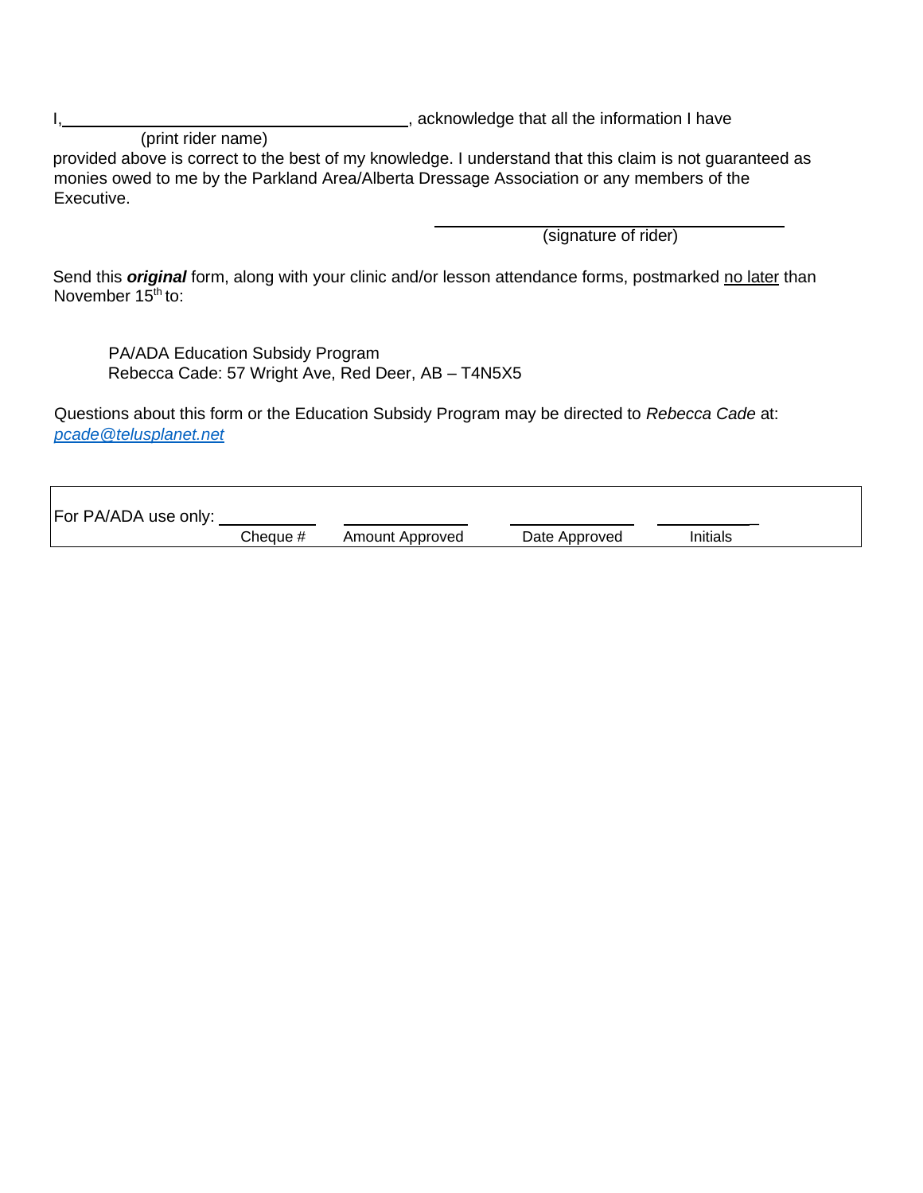I, ________________________________________, acknowledge that all the information I have
(print rider name)
provided above is correct to the best of my knowledge. I understand that this claim is not guaranteed as monies owed to me by the Parkland Area/Alberta Dressage Association or any members of the Executive.

________________________________________
(signature of rider)

Send this ***original*** form, along with your clinic and/or lesson attendance forms, postmarked <u>no later</u> than November 15th to:

PA/ADA Education Subsidy Program
Rebecca Cade: 57 Wright Ave, Red Deer, AB – T4N5X5

Questions about this form or the Education Subsidy Program may be directed to *Rebecca Cade* at: [*pcade@telusplanet.net*](mailto:pcade@telusplanet.net)

| For PA/ADA use only: | ____________ | ____________ | ____________ | ____________ |
|---|---|---|---|---|
| | Cheque # | Amount Approved | Date Approved | Initials |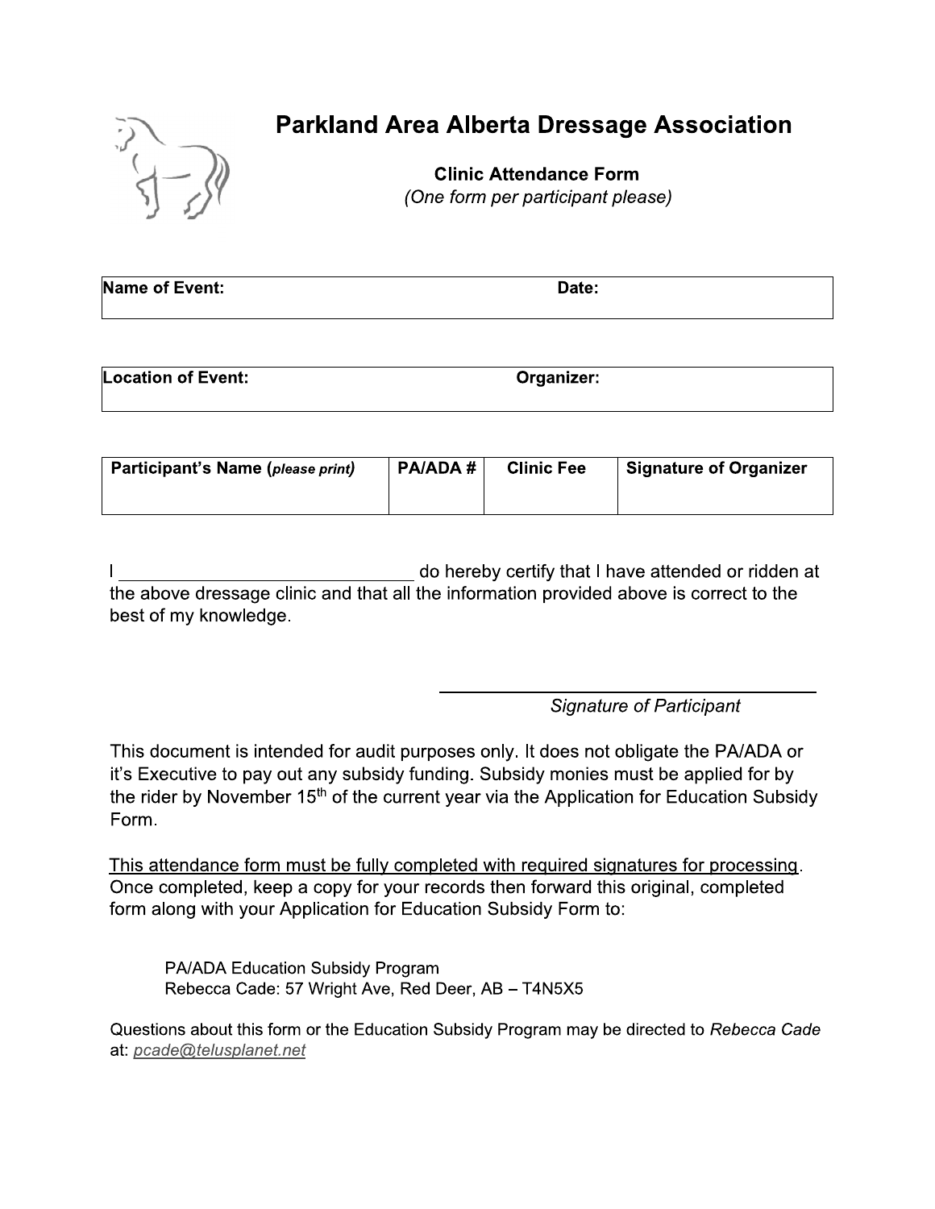# Parkland Area Alberta Dressage Association

**Clinic Attendance Form**

*(One form per participant please)*

| **Name of Event:** | **Date:** |
| --- | --- |
| | |

| **Location of Event:** | **Organizer:** |
| --- | --- |
| | |

| **Participant's Name (*please print*)** | **PA/ADA #** | **Clinic Fee** | **Signature of Organizer** |
| --- | --- | --- | --- |
| | | | |

I ______________________________ do hereby certify that I have attended or ridden at the above dressage clinic and that all the information provided above is correct to the best of my knowledge.

______________________________

*Signature of Participant*

This document is intended for audit purposes only. It does not obligate the PA/ADA or it's Executive to pay out any subsidy funding. Subsidy monies must be applied for by the rider by November 15th of the current year via the Application for Education Subsidy Form.

This attendance form must be fully completed with required signatures for processing. Once completed, keep a copy for your records then forward this original, completed form along with your Application for Education Subsidy Form to:

PA/ADA Education Subsidy Program
Rebecca Cade: 57 Wright Ave, Red Deer, AB – T4N5X5

Questions about this form or the Education Subsidy Program may be directed to *Rebecca Cade* at: *pcade@telusplanet.net*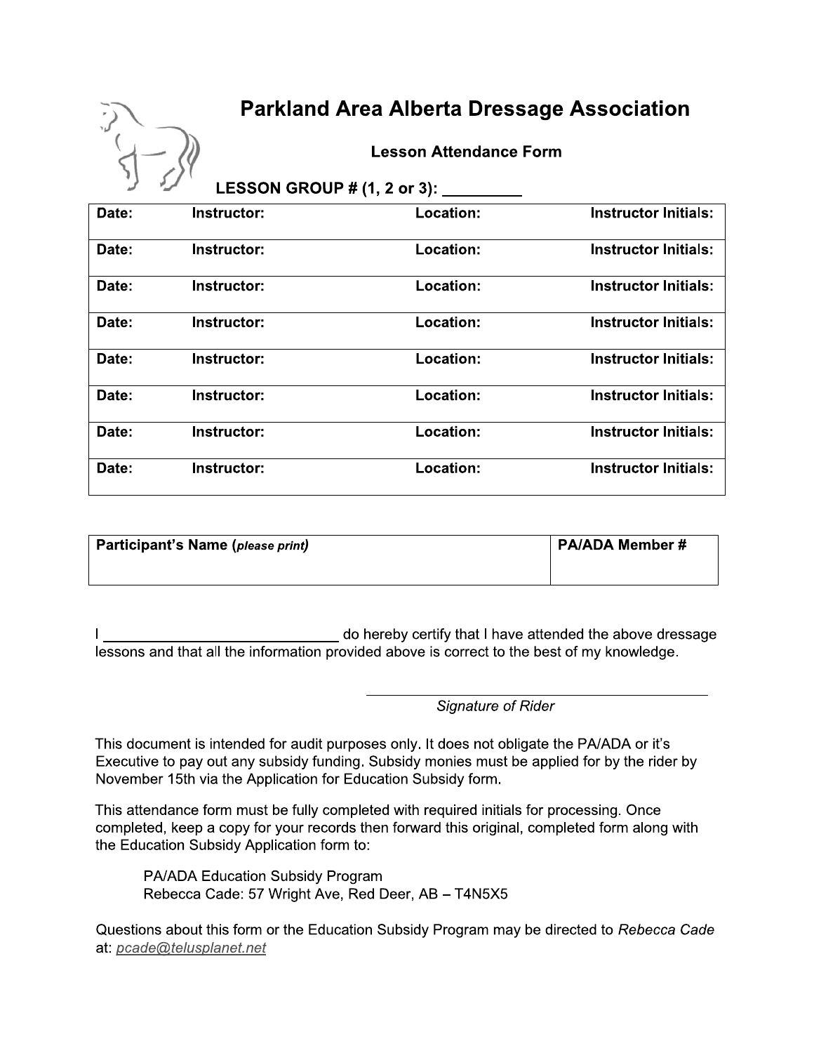# Parkland Area Alberta Dressage Association

### Lesson Attendance Form

**LESSON GROUP # (1, 2 or 3): _________**

| | | | |
|---|---|---|---|
| **Date:** | **Instructor:** | **Location:** | **Instructor Initials:** |
| **Date:** | **Instructor:** | **Location:** | **Instructor Initials:** |
| **Date:** | **Instructor:** | **Location:** | **Instructor Initials:** |
| **Date:** | **Instructor:** | **Location:** | **Instructor Initials:** |
| **Date:** | **Instructor:** | **Location:** | **Instructor Initials:** |
| **Date:** | **Instructor:** | **Location:** | **Instructor Initials:** |
| **Date:** | **Instructor:** | **Location:** | **Instructor Initials:** |
| **Date:** | **Instructor:** | **Location:** | **Instructor Initials:** |

| **Participant's Name (*please print*)** | **PA/ADA Member #** |
|---|---|
| | |

I ______________________________ do hereby certify that I have attended the above dressage lessons and that all the information provided above is correct to the best of my knowledge.

_________________________________________

*Signature of Rider*

This document is intended for audit purposes only. It does not obligate the PA/ADA or it's Executive to pay out any subsidy funding. Subsidy monies must be applied for by the rider by November 15th via the Application for Education Subsidy form.

This attendance form must be fully completed with required initials for processing. Once completed, keep a copy for your records then forward this original, completed form along with the Education Subsidy Application form to:

PA/ADA Education Subsidy Program
Rebecca Cade: 57 Wright Ave, Red Deer, AB – T4N5X5

Questions about this form or the Education Subsidy Program may be directed to *Rebecca Cade* at: *pcade@telusplanet.net*